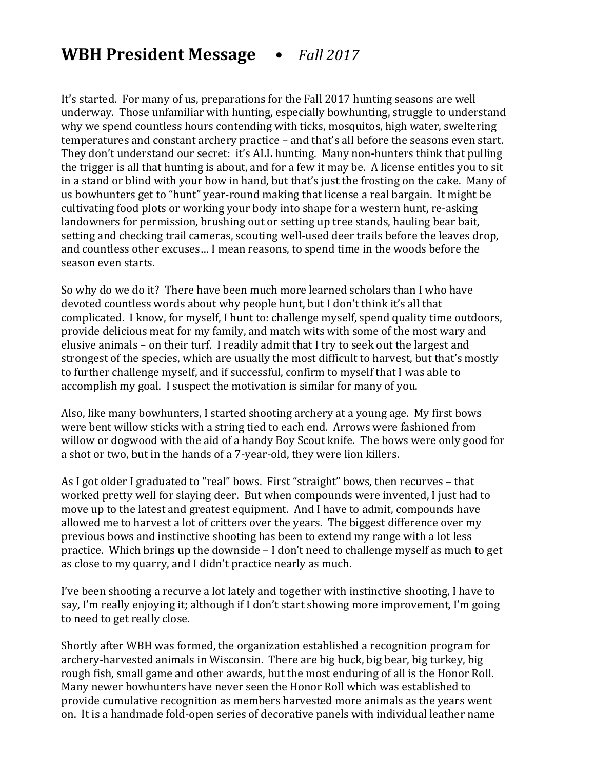# WBH President Message • *Fall 2017*

It's started. For many of us, preparations for the Fall 2017 hunting seasons are well underway. Those unfamiliar with hunting, especially bowhunting, struggle to understand why we spend countless hours contending with ticks, mosquitos, high water, sweltering temperatures and constant archery practice – and that's all before the seasons even start. They don't understand our secret: it's ALL hunting. Many non-hunters think that pulling the trigger is all that hunting is about, and for a few it may be. A license entitles you to sit in a stand or blind with your bow in hand, but that's just the frosting on the cake. Many of us bowhunters get to "hunt" year-round making that license a real bargain. It might be cultivating food plots or working your body into shape for a western hunt, re-asking landowners for permission, brushing out or setting up tree stands, hauling bear bait, setting and checking trail cameras, scouting well-used deer trails before the leaves drop, and countless other excuses… I mean reasons, to spend time in the woods before the season even starts.

So why do we do it? There have been much more learned scholars than I who have devoted countless words about why people hunt, but I don't think it's all that complicated. I know, for myself, I hunt to: challenge myself, spend quality time outdoors, provide delicious meat for my family, and match wits with some of the most wary and elusive animals – on their turf. I readily admit that I try to seek out the largest and strongest of the species, which are usually the most difficult to harvest, but that's mostly to further challenge myself, and if successful, confirm to myself that I was able to accomplish my goal. I suspect the motivation is similar for many of you.

Also, like many bowhunters, I started shooting archery at a young age. My first bows were bent willow sticks with a string tied to each end. Arrows were fashioned from willow or dogwood with the aid of a handy Boy Scout knife. The bows were only good for a shot or two, but in the hands of a 7-year-old, they were lion killers.

As I got older I graduated to "real" bows. First "straight" bows, then recurves – that worked pretty well for slaying deer. But when compounds were invented, I just had to move up to the latest and greatest equipment. And I have to admit, compounds have allowed me to harvest a lot of critters over the years. The biggest difference over my previous bows and instinctive shooting has been to extend my range with a lot less practice. Which brings up the downside – I don't need to challenge myself as much to get as close to my quarry, and I didn't practice nearly as much.

I've been shooting a recurve a lot lately and together with instinctive shooting, I have to say, I'm really enjoying it; although if I don't start showing more improvement, I'm going to need to get really close.

Shortly after WBH was formed, the organization established a recognition program for archery-harvested animals in Wisconsin. There are big buck, big bear, big turkey, big rough fish, small game and other awards, but the most enduring of all is the Honor Roll. Many newer bowhunters have never seen the Honor Roll which was established to provide cumulative recognition as members harvested more animals as the years went on. It is a handmade fold-open series of decorative panels with individual leather name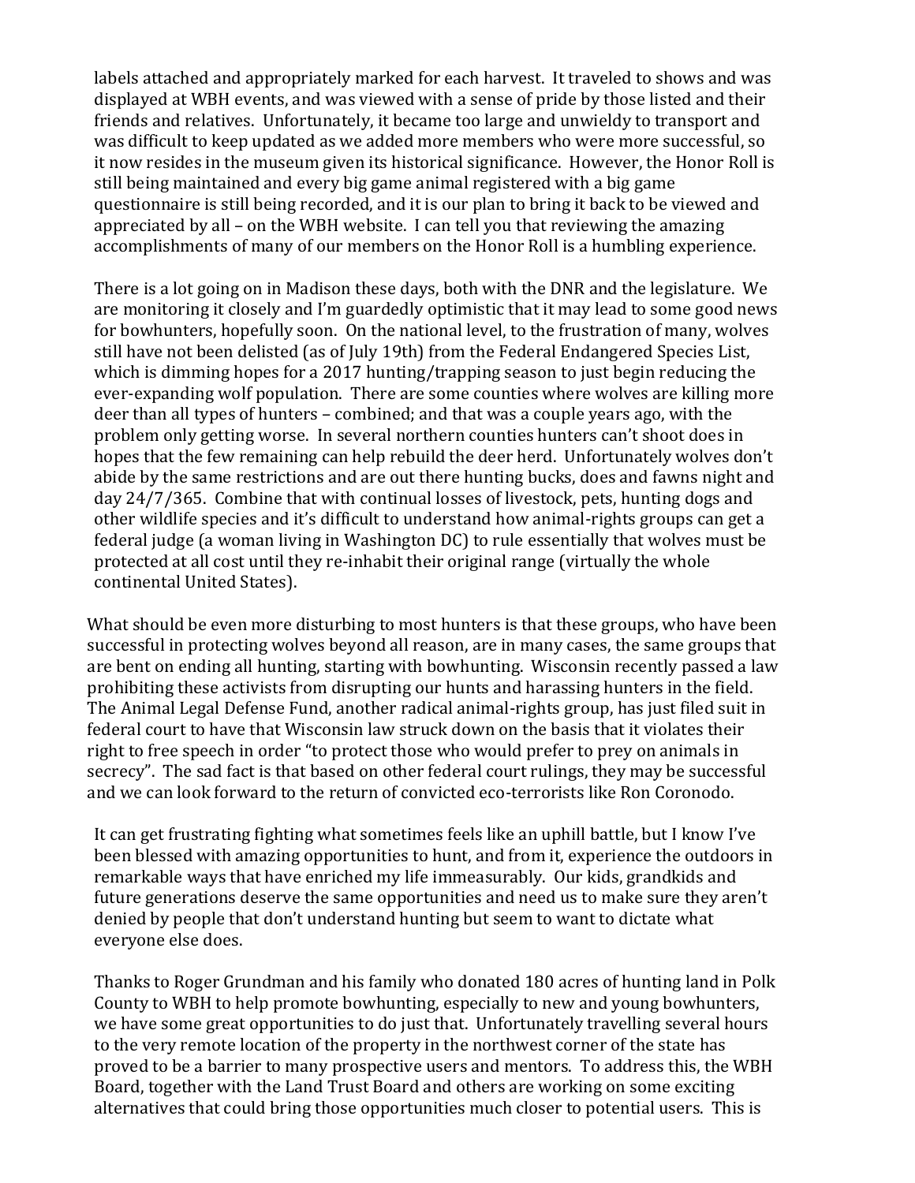labels attached and appropriately marked for each harvest. It traveled to shows and was displayed at WBH events, and was viewed with a sense of pride by those listed and their friends and relatives. Unfortunately, it became too large and unwieldy to transport and was difficult to keep updated as we added more members who were more successful, so it now resides in the museum given its historical significance. However, the Honor Roll is still being maintained and every big game animal registered with a big game questionnaire is still being recorded, and it is our plan to bring it back to be viewed and appreciated by all – on the WBH website. I can tell you that reviewing the amazing accomplishments of many of our members on the Honor Roll is a humbling experience.

There is a lot going on in Madison these days, both with the DNR and the legislature. We are monitoring it closely and I'm guardedly optimistic that it may lead to some good news for bowhunters, hopefully soon. On the national level, to the frustration of many, wolves still have not been delisted (as of July 19th) from the Federal Endangered Species List, which is dimming hopes for a 2017 hunting/trapping season to just begin reducing the ever-expanding wolf population. There are some counties where wolves are killing more deer than all types of hunters – combined; and that was a couple years ago, with the problem only getting worse. In several northern counties hunters can't shoot does in hopes that the few remaining can help rebuild the deer herd. Unfortunately wolves don't abide by the same restrictions and are out there hunting bucks, does and fawns night and day 24/7/365. Combine that with continual losses of livestock, pets, hunting dogs and other wildlife species and it's difficult to understand how animal-rights groups can get a federal judge (a woman living in Washington DC) to rule essentially that wolves must be protected at all cost until they re-inhabit their original range (virtually the whole continental United States).

What should be even more disturbing to most hunters is that these groups, who have been successful in protecting wolves beyond all reason, are in many cases, the same groups that are bent on ending all hunting, starting with bowhunting. Wisconsin recently passed a law prohibiting these activists from disrupting our hunts and harassing hunters in the field. The Animal Legal Defense Fund, another radical animal-rights group, has just filed suit in federal court to have that Wisconsin law struck down on the basis that it violates their right to free speech in order "to protect those who would prefer to prey on animals in secrecy". The sad fact is that based on other federal court rulings, they may be successful and we can look forward to the return of convicted eco-terrorists like Ron Coronodo.

It can get frustrating fighting what sometimes feels like an uphill battle, but I know I've been blessed with amazing opportunities to hunt, and from it, experience the outdoors in remarkable ways that have enriched my life immeasurably. Our kids, grandkids and future generations deserve the same opportunities and need us to make sure they aren't denied by people that don't understand hunting but seem to want to dictate what everyone else does.

Thanks to Roger Grundman and his family who donated 180 acres of hunting land in Polk County to WBH to help promote bowhunting, especially to new and young bowhunters, we have some great opportunities to do just that. Unfortunately travelling several hours to the very remote location of the property in the northwest corner of the state has proved to be a barrier to many prospective users and mentors. To address this, the WBH Board, together with the Land Trust Board and others are working on some exciting alternatives that could bring those opportunities much closer to potential users. This is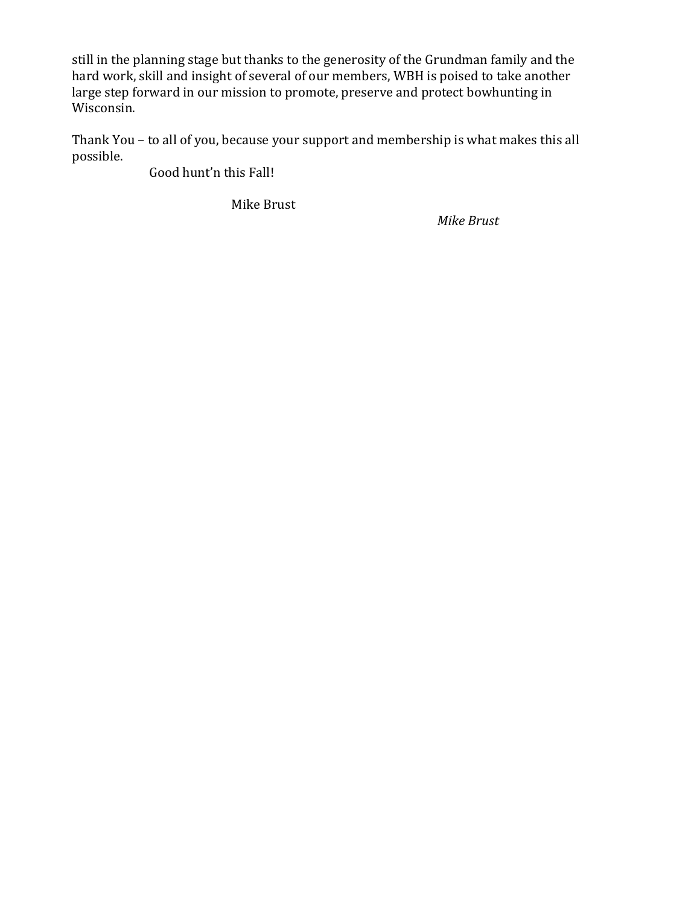still in the planning stage but thanks to the generosity of the Grundman family and the hard work, skill and insight of several of our members, WBH is poised to take another large step forward in our mission to promote, preserve and protect bowhunting in Wisconsin.

Thank You – to all of you, because your support and membership is what makes this all possible.

Good hunt'n this Fall!

Mike Brust

*Mike Brust*